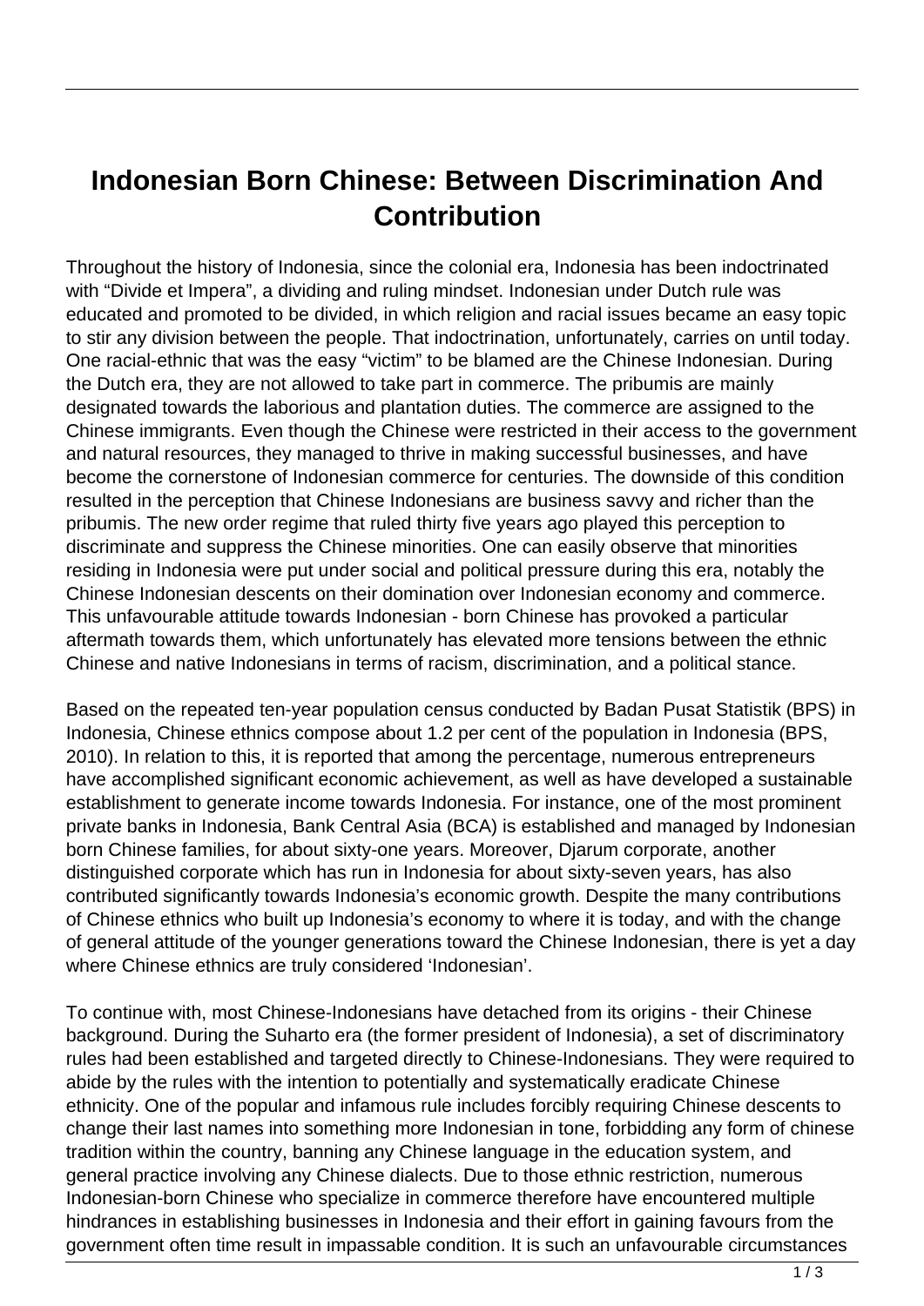# Indonesian Born Chinese: Between Discrimination And Contribution

Throughout the history of Indonesia, since the colonial era, Indonesia has been indoctrinated with “Divide et Impera”, a dividing and ruling mindset. Indonesian under Dutch rule was educated and promoted to be divided, in which religion and racial issues became an easy topic to stir any division between the people. That indoctrination, unfortunately, carries on until today. One racial-ethnic that was the easy “victim” to be blamed are the Chinese Indonesian. During the Dutch era, they are not allowed to take part in commerce. The pribumis are mainly designated towards the laborious and plantation duties. The commerce are assigned to the Chinese immigrants. Even though the Chinese were restricted in their access to the government and natural resources, they managed to thrive in making successful businesses, and have become the cornerstone of Indonesian commerce for centuries. The downside of this condition resulted in the perception that Chinese Indonesians are business savvy and richer than the pribumis. The new order regime that ruled thirty five years ago played this perception to discriminate and suppress the Chinese minorities. One can easily observe that minorities residing in Indonesia were put under social and political pressure during this era, notably the Chinese Indonesian descents on their domination over Indonesian economy and commerce. This unfavourable attitude towards Indonesian - born Chinese has provoked a particular aftermath towards them, which unfortunately has elevated more tensions between the ethnic Chinese and native Indonesians in terms of racism, discrimination, and a political stance.

Based on the repeated ten-year population census conducted by Badan Pusat Statistik (BPS) in Indonesia, Chinese ethnics compose about 1.2 per cent of the population in Indonesia (BPS, 2010). In relation to this, it is reported that among the percentage, numerous entrepreneurs have accomplished significant economic achievement, as well as have developed a sustainable establishment to generate income towards Indonesia. For instance, one of the most prominent private banks in Indonesia, Bank Central Asia (BCA) is established and managed by Indonesian born Chinese families, for about sixty-one years. Moreover, Djarum corporate, another distinguished corporate which has run in Indonesia for about sixty-seven years, has also contributed significantly towards Indonesia’s economic growth. Despite the many contributions of Chinese ethnics who built up Indonesia’s economy to where it is today, and with the change of general attitude of the younger generations toward the Chinese Indonesian, there is yet a day where Chinese ethnics are truly considered ‘Indonesian’.

To continue with, most Chinese-Indonesians have detached from its origins - their Chinese background. During the Suharto era (the former president of Indonesia), a set of discriminatory rules had been established and targeted directly to Chinese-Indonesians. They were required to abide by the rules with the intention to potentially and systematically eradicate Chinese ethnicity. One of the popular and infamous rule includes forcibly requiring Chinese descents to change their last names into something more Indonesian in tone, forbidding any form of chinese tradition within the country, banning any Chinese language in the education system, and general practice involving any Chinese dialects. Due to those ethnic restriction, numerous Indonesian-born Chinese who specialize in commerce therefore have encountered multiple hindrances in establishing businesses in Indonesia and their effort in gaining favours from the government often time result in impassable condition. It is such an unfavourable circumstances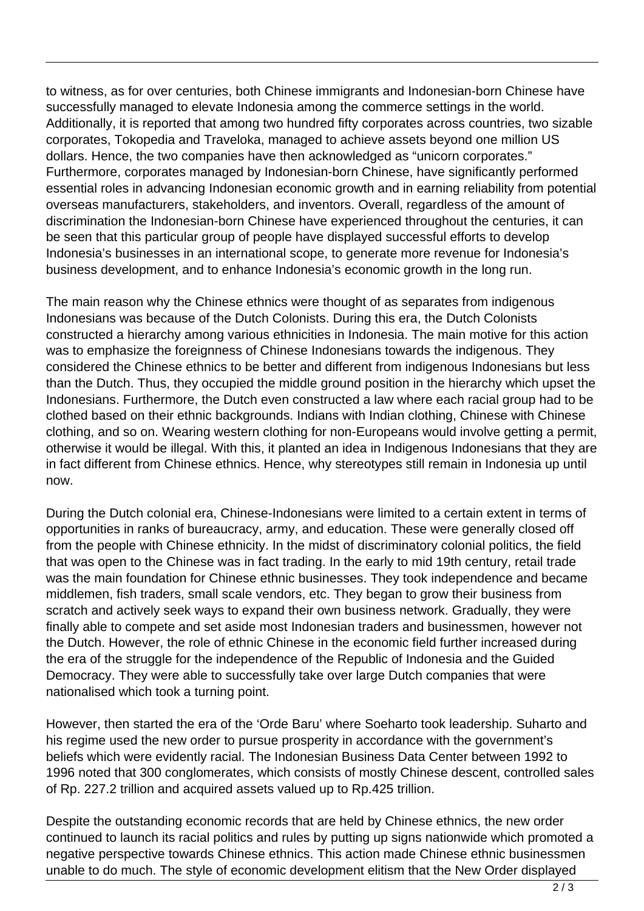to witness, as for over centuries, both Chinese immigrants and Indonesian-born Chinese have successfully managed to elevate Indonesia among the commerce settings in the world. Additionally, it is reported that among two hundred fifty corporates across countries, two sizable corporates, Tokopedia and Traveloka, managed to achieve assets beyond one million US dollars. Hence, the two companies have then acknowledged as "unicorn corporates." Furthermore, corporates managed by Indonesian-born Chinese, have significantly performed essential roles in advancing Indonesian economic growth and in earning reliability from potential overseas manufacturers, stakeholders, and inventors. Overall, regardless of the amount of discrimination the Indonesian-born Chinese have experienced throughout the centuries, it can be seen that this particular group of people have displayed successful efforts to develop Indonesia's businesses in an international scope, to generate more revenue for Indonesia's business development, and to enhance Indonesia's economic growth in the long run.

The main reason why the Chinese ethnics were thought of as separates from indigenous Indonesians was because of the Dutch Colonists. During this era, the Dutch Colonists constructed a hierarchy among various ethnicities in Indonesia. The main motive for this action was to emphasize the foreignness of Chinese Indonesians towards the indigenous. They considered the Chinese ethnics to be better and different from indigenous Indonesians but less than the Dutch. Thus, they occupied the middle ground position in the hierarchy which upset the Indonesians. Furthermore, the Dutch even constructed a law where each racial group had to be clothed based on their ethnic backgrounds. Indians with Indian clothing, Chinese with Chinese clothing, and so on. Wearing western clothing for non-Europeans would involve getting a permit, otherwise it would be illegal. With this, it planted an idea in Indigenous Indonesians that they are in fact different from Chinese ethnics. Hence, why stereotypes still remain in Indonesia up until now.

During the Dutch colonial era, Chinese-Indonesians were limited to a certain extent in terms of opportunities in ranks of bureaucracy, army, and education. These were generally closed off from the people with Chinese ethnicity. In the midst of discriminatory colonial politics, the field that was open to the Chinese was in fact trading. In the early to mid 19th century, retail trade was the main foundation for Chinese ethnic businesses. They took independence and became middlemen, fish traders, small scale vendors, etc. They began to grow their business from scratch and actively seek ways to expand their own business network. Gradually, they were finally able to compete and set aside most Indonesian traders and businessmen, however not the Dutch. However, the role of ethnic Chinese in the economic field further increased during the era of the struggle for the independence of the Republic of Indonesia and the Guided Democracy. They were able to successfully take over large Dutch companies that were nationalised which took a turning point.

However, then started the era of the 'Orde Baru' where Soeharto took leadership. Suharto and his regime used the new order to pursue prosperity in accordance with the government's beliefs which were evidently racial. The Indonesian Business Data Center between 1992 to 1996 noted that 300 conglomerates, which consists of mostly Chinese descent, controlled sales of Rp. 227.2 trillion and acquired assets valued up to Rp.425 trillion.

Despite the outstanding economic records that are held by Chinese ethnics, the new order continued to launch its racial politics and rules by putting up signs nationwide which promoted a negative perspective towards Chinese ethnics. This action made Chinese ethnic businessmen unable to do much. The style of economic development elitism that the New Order displayed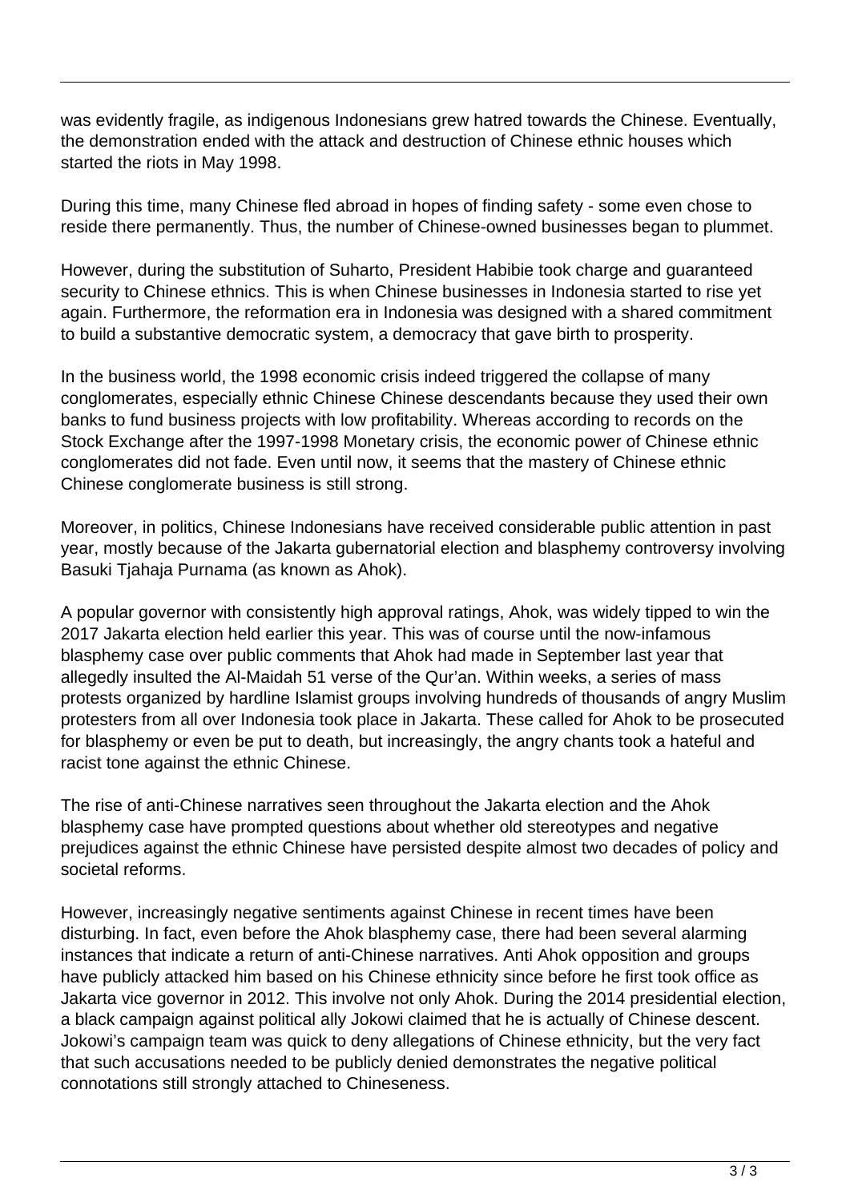was evidently fragile, as indigenous Indonesians grew hatred towards the Chinese. Eventually, the demonstration ended with the attack and destruction of Chinese ethnic houses which started the riots in May 1998.

During this time, many Chinese fled abroad in hopes of finding safety - some even chose to reside there permanently. Thus, the number of Chinese-owned businesses began to plummet.

However, during the substitution of Suharto, President Habibie took charge and guaranteed security to Chinese ethnics. This is when Chinese businesses in Indonesia started to rise yet again. Furthermore, the reformation era in Indonesia was designed with a shared commitment to build a substantive democratic system, a democracy that gave birth to prosperity.

In the business world, the 1998 economic crisis indeed triggered the collapse of many conglomerates, especially ethnic Chinese Chinese descendants because they used their own banks to fund business projects with low profitability. Whereas according to records on the Stock Exchange after the 1997-1998 Monetary crisis, the economic power of Chinese ethnic conglomerates did not fade. Even until now, it seems that the mastery of Chinese ethnic Chinese conglomerate business is still strong.

Moreover, in politics, Chinese Indonesians have received considerable public attention in past year, mostly because of the Jakarta gubernatorial election and blasphemy controversy involving Basuki Tjahaja Purnama (as known as Ahok).

A popular governor with consistently high approval ratings, Ahok, was widely tipped to win the 2017 Jakarta election held earlier this year. This was of course until the now-infamous blasphemy case over public comments that Ahok had made in September last year that allegedly insulted the Al-Maidah 51 verse of the Qur'an. Within weeks, a series of mass protests organized by hardline Islamist groups involving hundreds of thousands of angry Muslim protesters from all over Indonesia took place in Jakarta. These called for Ahok to be prosecuted for blasphemy or even be put to death, but increasingly, the angry chants took a hateful and racist tone against the ethnic Chinese.

The rise of anti-Chinese narratives seen throughout the Jakarta election and the Ahok blasphemy case have prompted questions about whether old stereotypes and negative prejudices against the ethnic Chinese have persisted despite almost two decades of policy and societal reforms.

However, increasingly negative sentiments against Chinese in recent times have been disturbing. In fact, even before the Ahok blasphemy case, there had been several alarming instances that indicate a return of anti-Chinese narratives. Anti Ahok opposition and groups have publicly attacked him based on his Chinese ethnicity since before he first took office as Jakarta vice governor in 2012. This involve not only Ahok. During the 2014 presidential election, a black campaign against political ally Jokowi claimed that he is actually of Chinese descent. Jokowi's campaign team was quick to deny allegations of Chinese ethnicity, but the very fact that such accusations needed to be publicly denied demonstrates the negative political connotations still strongly attached to Chineseness.